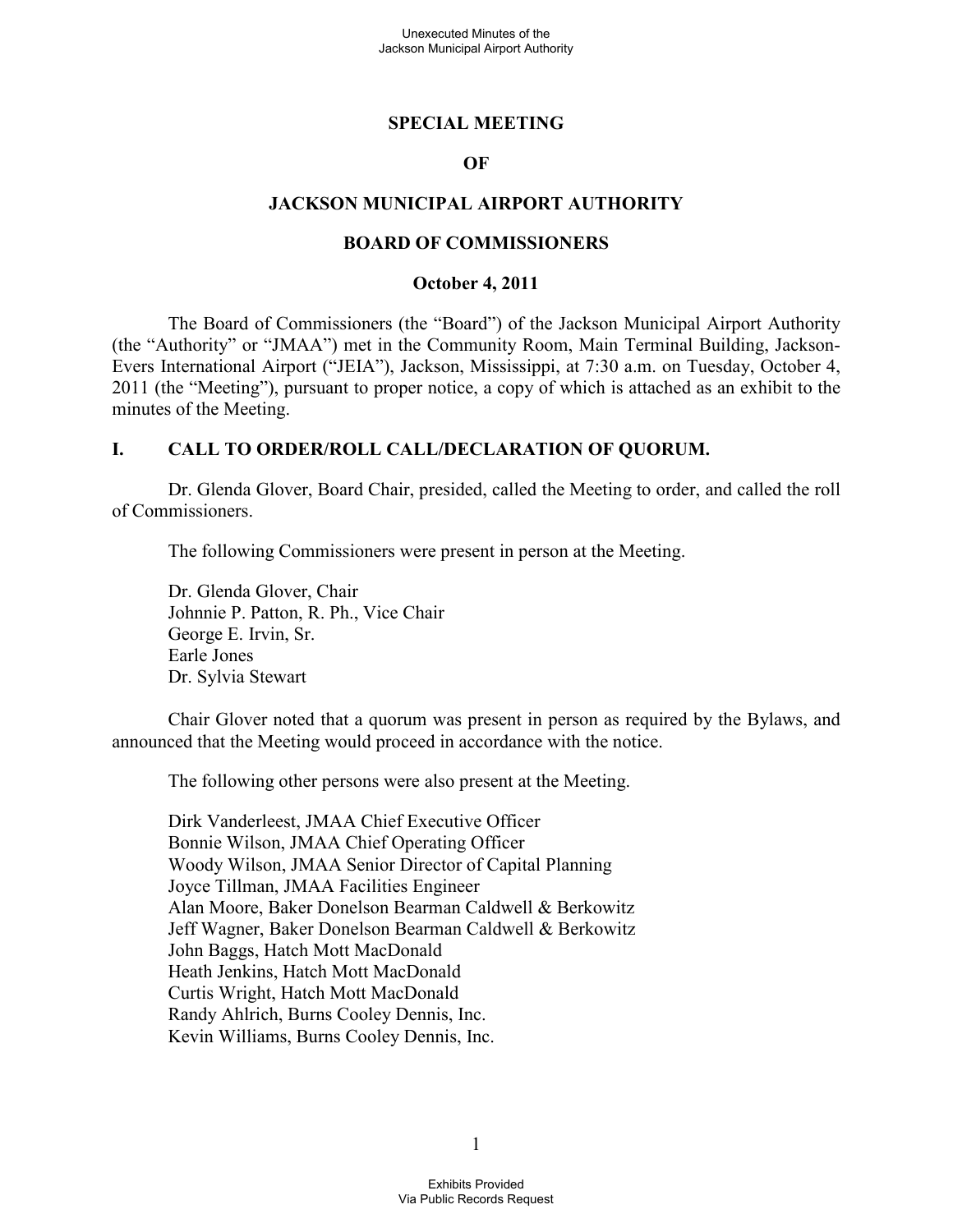# SPECIAL MEETING

# OF

# JACKSON MUNICIPAL AIRPORT AUTHORITY

# BOARD OF COMMISSIONERS

## October 4, 2011

The Board of Commissioners (the "Board") of the Jackson Municipal Airport Authority (the "Authority" or "JMAA") met in the Community Room, Main Terminal Building, Jackson-Evers International Airport ("JEIA"), Jackson, Mississippi, at 7:30 a.m. on Tuesday, October 4, 2011 (the "Meeting"), pursuant to proper notice, a copy of which is attached as an exhibit to the minutes of the Meeting.

## I. CALL TO ORDER/ROLL CALL/DECLARATION OF QUORUM.

Dr. Glenda Glover, Board Chair, presided, called the Meeting to order, and called the roll of Commissioners.

The following Commissioners were present in person at the Meeting.

Dr. Glenda Glover, Chair
Johnnie P. Patton, R. Ph., Vice Chair
George E. Irvin, Sr.
Earle Jones
Dr. Sylvia Stewart

Chair Glover noted that a quorum was present in person as required by the Bylaws, and announced that the Meeting would proceed in accordance with the notice.

The following other persons were also present at the Meeting.

Dirk Vanderleest, JMAA Chief Executive Officer
Bonnie Wilson, JMAA Chief Operating Officer
Woody Wilson, JMAA Senior Director of Capital Planning
Joyce Tillman, JMAA Facilities Engineer
Alan Moore, Baker Donelson Bearman Caldwell & Berkowitz
Jeff Wagner, Baker Donelson Bearman Caldwell & Berkowitz
John Baggs, Hatch Mott MacDonald
Heath Jenkins, Hatch Mott MacDonald
Curtis Wright, Hatch Mott MacDonald
Randy Ahlrich, Burns Cooley Dennis, Inc.
Kevin Williams, Burns Cooley Dennis, Inc.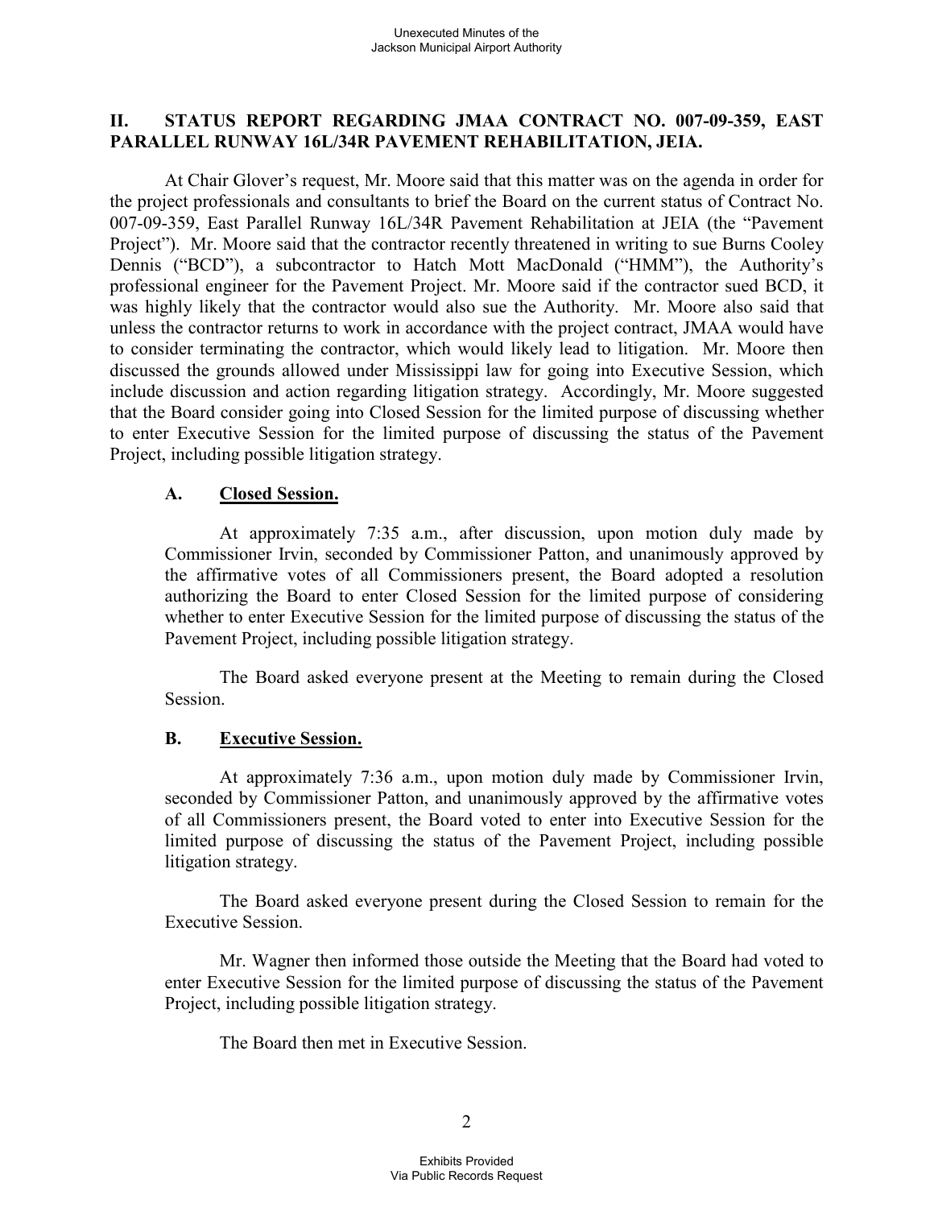## II. STATUS REPORT REGARDING JMAA CONTRACT NO. 007-09-359, EAST PARALLEL RUNWAY 16L/34R PAVEMENT REHABILITATION, JEIA.

At Chair Glover's request, Mr. Moore said that this matter was on the agenda in order for the project professionals and consultants to brief the Board on the current status of Contract No. 007-09-359, East Parallel Runway 16L/34R Pavement Rehabilitation at JEIA (the "Pavement Project"). Mr. Moore said that the contractor recently threatened in writing to sue Burns Cooley Dennis ("BCD"), a subcontractor to Hatch Mott MacDonald ("HMM"), the Authority's professional engineer for the Pavement Project. Mr. Moore said if the contractor sued BCD, it was highly likely that the contractor would also sue the Authority. Mr. Moore also said that unless the contractor returns to work in accordance with the project contract, JMAA would have to consider terminating the contractor, which would likely lead to litigation. Mr. Moore then discussed the grounds allowed under Mississippi law for going into Executive Session, which include discussion and action regarding litigation strategy. Accordingly, Mr. Moore suggested that the Board consider going into Closed Session for the limited purpose of discussing whether to enter Executive Session for the limited purpose of discussing the status of the Pavement Project, including possible litigation strategy.

### A. Closed Session.

At approximately 7:35 a.m., after discussion, upon motion duly made by Commissioner Irvin, seconded by Commissioner Patton, and unanimously approved by the affirmative votes of all Commissioners present, the Board adopted a resolution authorizing the Board to enter Closed Session for the limited purpose of considering whether to enter Executive Session for the limited purpose of discussing the status of the Pavement Project, including possible litigation strategy.

The Board asked everyone present at the Meeting to remain during the Closed Session.

### B. Executive Session.

At approximately 7:36 a.m., upon motion duly made by Commissioner Irvin, seconded by Commissioner Patton, and unanimously approved by the affirmative votes of all Commissioners present, the Board voted to enter into Executive Session for the limited purpose of discussing the status of the Pavement Project, including possible litigation strategy.

The Board asked everyone present during the Closed Session to remain for the Executive Session.

Mr. Wagner then informed those outside the Meeting that the Board had voted to enter Executive Session for the limited purpose of discussing the status of the Pavement Project, including possible litigation strategy.

The Board then met in Executive Session.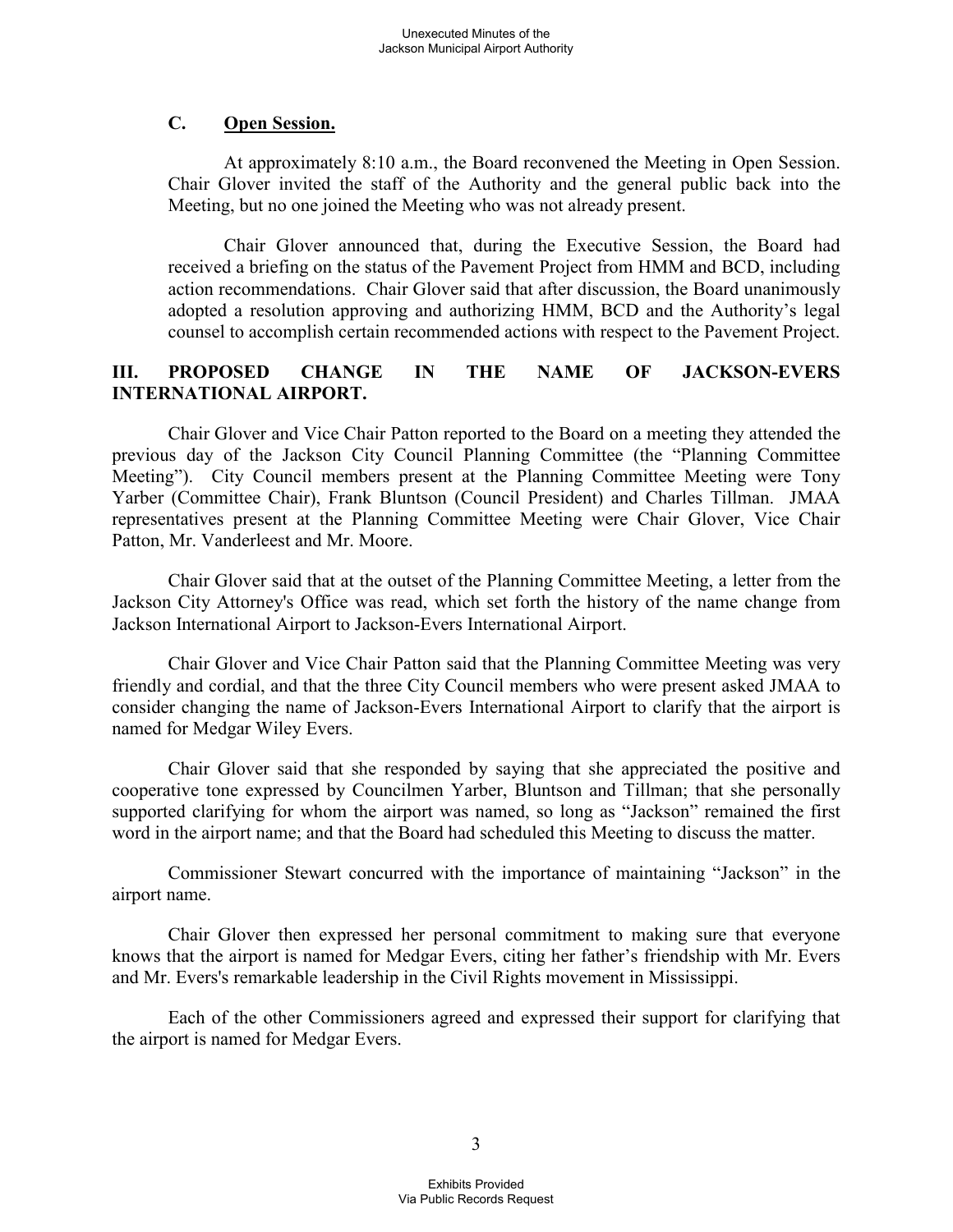### C. Open Session.

At approximately 8:10 a.m., the Board reconvened the Meeting in Open Session. Chair Glover invited the staff of the Authority and the general public back into the Meeting, but no one joined the Meeting who was not already present.

Chair Glover announced that, during the Executive Session, the Board had received a briefing on the status of the Pavement Project from HMM and BCD, including action recommendations. Chair Glover said that after discussion, the Board unanimously adopted a resolution approving and authorizing HMM, BCD and the Authority's legal counsel to accomplish certain recommended actions with respect to the Pavement Project.

## III. PROPOSED CHANGE IN THE NAME OF JACKSON-EVERS INTERNATIONAL AIRPORT.

Chair Glover and Vice Chair Patton reported to the Board on a meeting they attended the previous day of the Jackson City Council Planning Committee (the "Planning Committee Meeting"). City Council members present at the Planning Committee Meeting were Tony Yarber (Committee Chair), Frank Bluntson (Council President) and Charles Tillman. JMAA representatives present at the Planning Committee Meeting were Chair Glover, Vice Chair Patton, Mr. Vanderleest and Mr. Moore.

Chair Glover said that at the outset of the Planning Committee Meeting, a letter from the Jackson City Attorney's Office was read, which set forth the history of the name change from Jackson International Airport to Jackson-Evers International Airport.

Chair Glover and Vice Chair Patton said that the Planning Committee Meeting was very friendly and cordial, and that the three City Council members who were present asked JMAA to consider changing the name of Jackson-Evers International Airport to clarify that the airport is named for Medgar Wiley Evers.

Chair Glover said that she responded by saying that she appreciated the positive and cooperative tone expressed by Councilmen Yarber, Bluntson and Tillman; that she personally supported clarifying for whom the airport was named, so long as "Jackson" remained the first word in the airport name; and that the Board had scheduled this Meeting to discuss the matter.

Commissioner Stewart concurred with the importance of maintaining "Jackson" in the airport name.

Chair Glover then expressed her personal commitment to making sure that everyone knows that the airport is named for Medgar Evers, citing her father's friendship with Mr. Evers and Mr. Evers's remarkable leadership in the Civil Rights movement in Mississippi.

Each of the other Commissioners agreed and expressed their support for clarifying that the airport is named for Medgar Evers.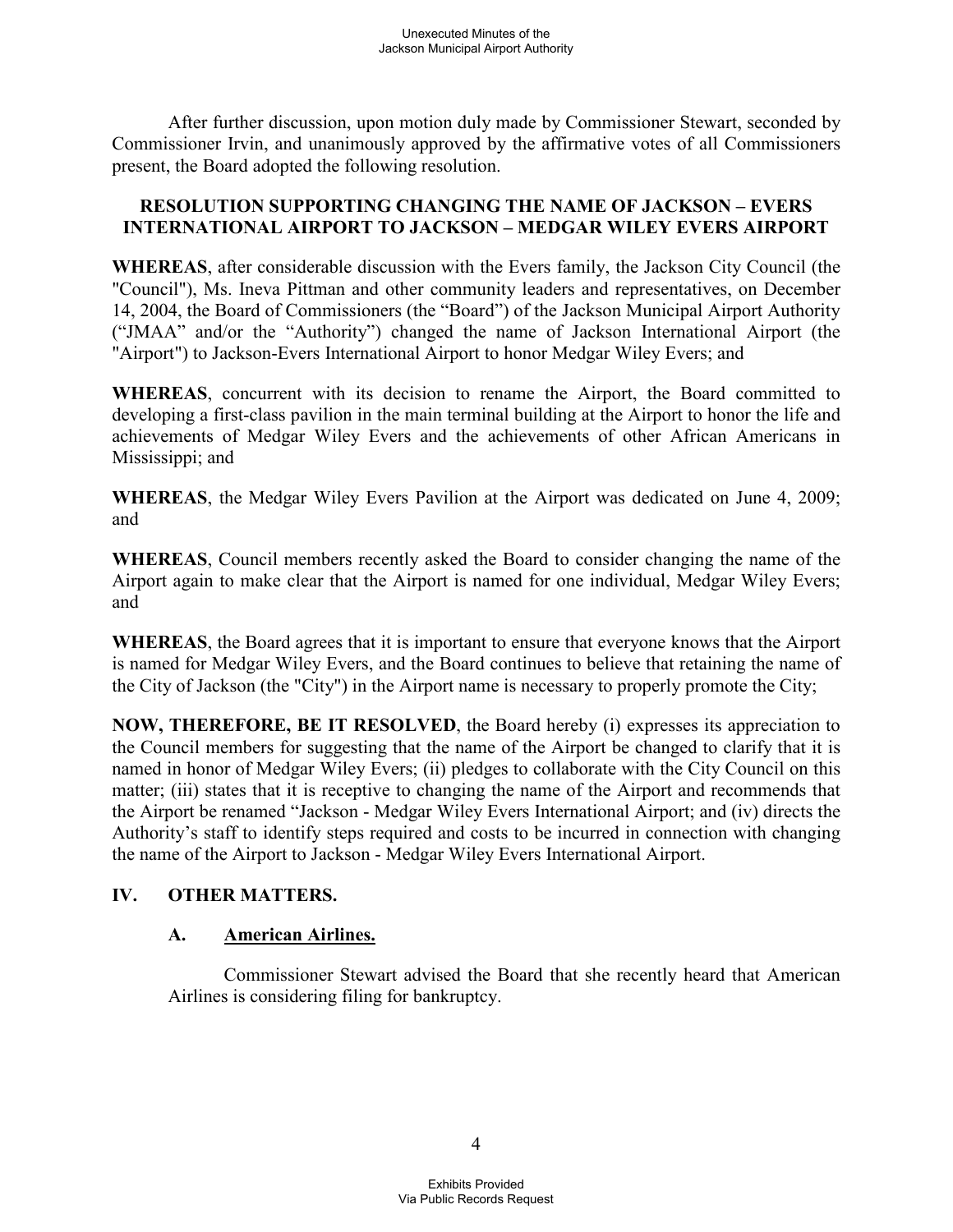After further discussion, upon motion duly made by Commissioner Stewart, seconded by Commissioner Irvin, and unanimously approved by the affirmative votes of all Commissioners present, the Board adopted the following resolution.

**RESOLUTION SUPPORTING CHANGING THE NAME OF JACKSON – EVERS INTERNATIONAL AIRPORT TO JACKSON – MEDGAR WILEY EVERS AIRPORT**

**WHEREAS**, after considerable discussion with the Evers family, the Jackson City Council (the "Council"), Ms. Ineva Pittman and other community leaders and representatives, on December 14, 2004, the Board of Commissioners (the "Board") of the Jackson Municipal Airport Authority ("JMAA" and/or the "Authority") changed the name of Jackson International Airport (the "Airport") to Jackson-Evers International Airport to honor Medgar Wiley Evers; and

**WHEREAS**, concurrent with its decision to rename the Airport, the Board committed to developing a first-class pavilion in the main terminal building at the Airport to honor the life and achievements of Medgar Wiley Evers and the achievements of other African Americans in Mississippi; and

**WHEREAS**, the Medgar Wiley Evers Pavilion at the Airport was dedicated on June 4, 2009; and

**WHEREAS**, Council members recently asked the Board to consider changing the name of the Airport again to make clear that the Airport is named for one individual, Medgar Wiley Evers; and

**WHEREAS**, the Board agrees that it is important to ensure that everyone knows that the Airport is named for Medgar Wiley Evers, and the Board continues to believe that retaining the name of the City of Jackson (the "City") in the Airport name is necessary to properly promote the City;

**NOW, THEREFORE, BE IT RESOLVED**, the Board hereby (i) expresses its appreciation to the Council members for suggesting that the name of the Airport be changed to clarify that it is named in honor of Medgar Wiley Evers; (ii) pledges to collaborate with the City Council on this matter; (iii) states that it is receptive to changing the name of the Airport and recommends that the Airport be renamed "Jackson - Medgar Wiley Evers International Airport; and (iv) directs the Authority's staff to identify steps required and costs to be incurred in connection with changing the name of the Airport to Jackson - Medgar Wiley Evers International Airport.

## IV. OTHER MATTERS.

### A. American Airlines.

Commissioner Stewart advised the Board that she recently heard that American Airlines is considering filing for bankruptcy.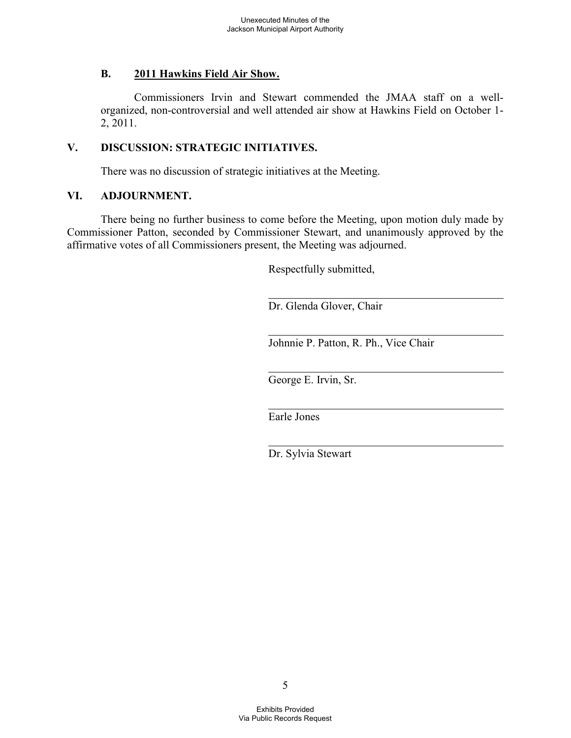### B. <u>2011 Hawkins Field Air Show.</u>

Commissioners Irvin and Stewart commended the JMAA staff on a well-organized, non-controversial and well attended air show at Hawkins Field on October 1-2, 2011.

## V. DISCUSSION: STRATEGIC INITIATIVES.

There was no discussion of strategic initiatives at the Meeting.

## VI. ADJOURNMENT.

There being no further business to come before the Meeting, upon motion duly made by Commissioner Patton, seconded by Commissioner Stewart, and unanimously approved by the affirmative votes of all Commissioners present, the Meeting was adjourned.

Respectfully submitted,

\_\_\_\_\_\_\_\_\_\_\_\_\_\_\_\_\_\_\_\_\_\_\_\_\_\_\_\_\_\_\_\_\_\_\_\_\_\_\_\_
Dr. Glenda Glover, Chair

\_\_\_\_\_\_\_\_\_\_\_\_\_\_\_\_\_\_\_\_\_\_\_\_\_\_\_\_\_\_\_\_\_\_\_\_\_\_\_\_
Johnnie P. Patton, R. Ph., Vice Chair

\_\_\_\_\_\_\_\_\_\_\_\_\_\_\_\_\_\_\_\_\_\_\_\_\_\_\_\_\_\_\_\_\_\_\_\_\_\_\_\_
George E. Irvin, Sr.

\_\_\_\_\_\_\_\_\_\_\_\_\_\_\_\_\_\_\_\_\_\_\_\_\_\_\_\_\_\_\_\_\_\_\_\_\_\_\_\_
Earle Jones

\_\_\_\_\_\_\_\_\_\_\_\_\_\_\_\_\_\_\_\_\_\_\_\_\_\_\_\_\_\_\_\_\_\_\_\_\_\_\_\_
Dr. Sylvia Stewart